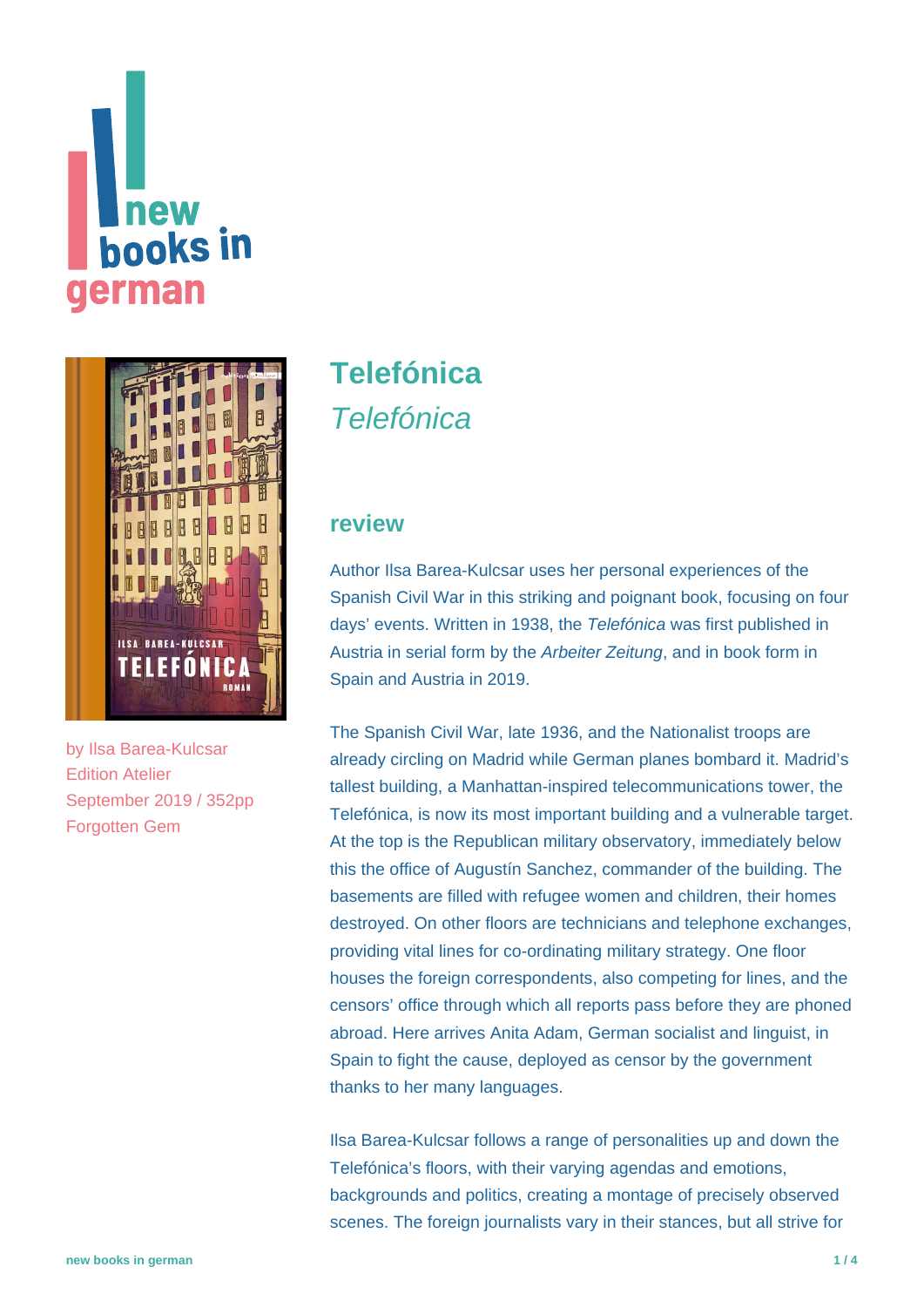# Telefónica

## *Telefónica*

by Ilsa Barea-Kulcsar
Edition Atelier
September 2019 / 352pp
Forgotten Gem

### review

Author Ilsa Barea-Kulcsar uses her personal experiences of the Spanish Civil War in this striking and poignant book, focusing on four days' events. Written in 1938, the *Telefónica* was first published in Austria in serial form by the *Arbeiter Zeitung*, and in book form in Spain and Austria in 2019.

The Spanish Civil War, late 1936, and the Nationalist troops are already circling on Madrid while German planes bombard it. Madrid's tallest building, a Manhattan-inspired telecommunications tower, the Telefónica, is now its most important building and a vulnerable target. At the top is the Republican military observatory, immediately below this the office of Augustín Sanchez, commander of the building. The basements are filled with refugee women and children, their homes destroyed. On other floors are technicians and telephone exchanges, providing vital lines for co-ordinating military strategy. One floor houses the foreign correspondents, also competing for lines, and the censors' office through which all reports pass before they are phoned abroad. Here arrives Anita Adam, German socialist and linguist, in Spain to fight the cause, deployed as censor by the government thanks to her many languages.

Ilsa Barea-Kulcsar follows a range of personalities up and down the Telefónica's floors, with their varying agendas and emotions, backgrounds and politics, creating a montage of precisely observed scenes. The foreign journalists vary in their stances, but all strive for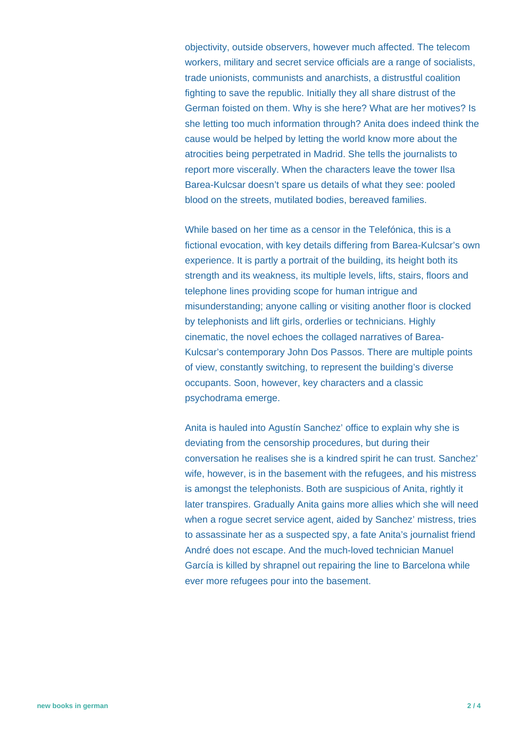objectivity, outside observers, however much affected. The telecom workers, military and secret service officials are a range of socialists, trade unionists, communists and anarchists, a distrustful coalition fighting to save the republic. Initially they all share distrust of the German foisted on them. Why is she here? What are her motives? Is she letting too much information through? Anita does indeed think the cause would be helped by letting the world know more about the atrocities being perpetrated in Madrid. She tells the journalists to report more viscerally. When the characters leave the tower Ilsa Barea-Kulcsar doesn't spare us details of what they see: pooled blood on the streets, mutilated bodies, bereaved families.

While based on her time as a censor in the Telefónica, this is a fictional evocation, with key details differing from Barea-Kulcsar's own experience. It is partly a portrait of the building, its height both its strength and its weakness, its multiple levels, lifts, stairs, floors and telephone lines providing scope for human intrigue and misunderstanding; anyone calling or visiting another floor is clocked by telephonists and lift girls, orderlies or technicians. Highly cinematic, the novel echoes the collaged narratives of Barea-Kulcsar's contemporary John Dos Passos. There are multiple points of view, constantly switching, to represent the building's diverse occupants. Soon, however, key characters and a classic psychodrama emerge.

Anita is hauled into Agustín Sanchez' office to explain why she is deviating from the censorship procedures, but during their conversation he realises she is a kindred spirit he can trust. Sanchez' wife, however, is in the basement with the refugees, and his mistress is amongst the telephonists. Both are suspicious of Anita, rightly it later transpires. Gradually Anita gains more allies which she will need when a rogue secret service agent, aided by Sanchez' mistress, tries to assassinate her as a suspected spy, a fate Anita's journalist friend André does not escape. And the much-loved technician Manuel García is killed by shrapnel out repairing the line to Barcelona while ever more refugees pour into the basement.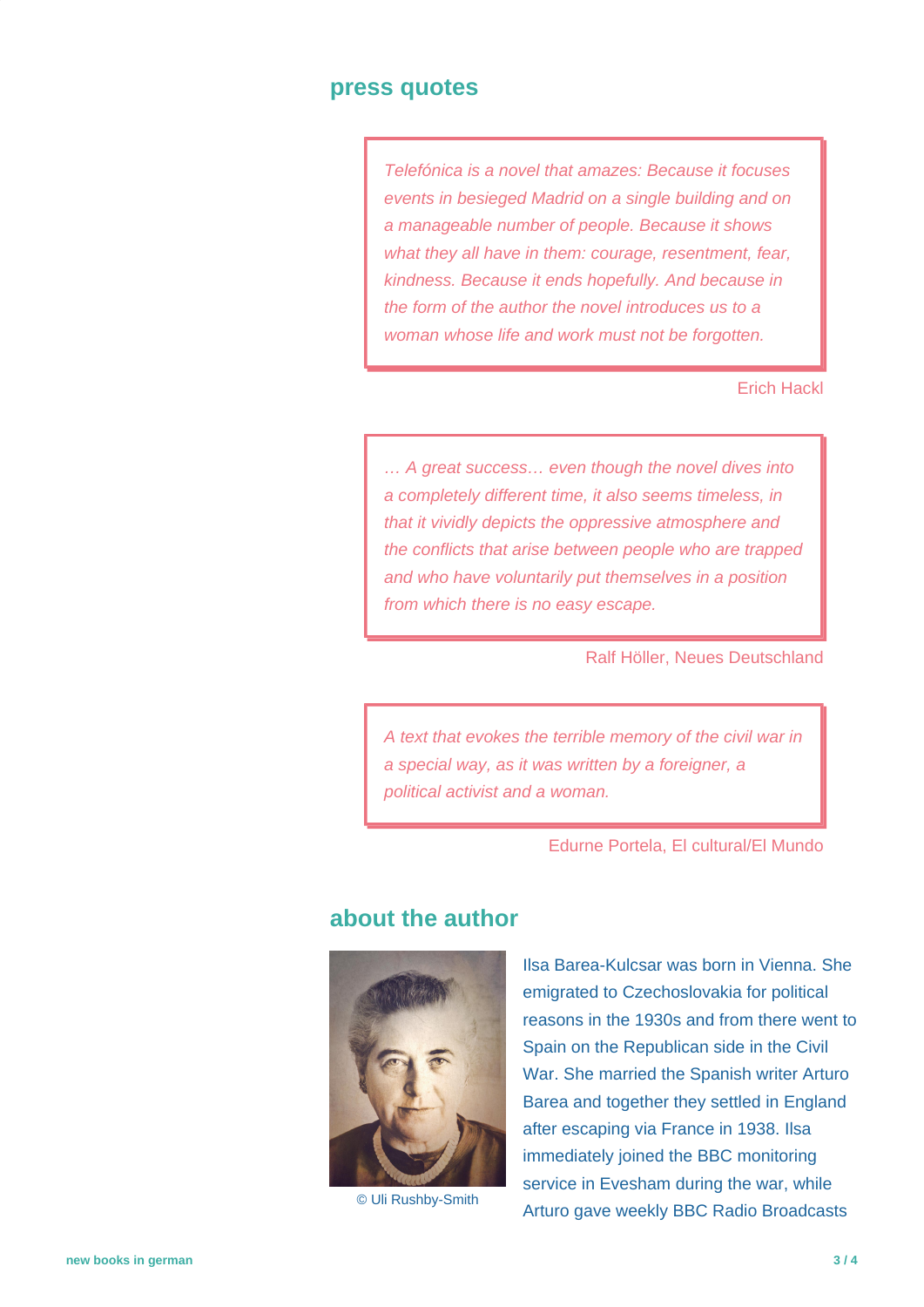## press quotes

> *Telefónica is a novel that amazes: Because it focuses events in besieged Madrid on a single building and on a manageable number of people. Because it shows what they all have in them: courage, resentment, fear, kindness. Because it ends hopefully. And because in the form of the author the novel introduces us to a woman whose life and work must not be forgotten.*

Erich Hackl

> *… A great success… even though the novel dives into a completely different time, it also seems timeless, in that it vividly depicts the oppressive atmosphere and the conflicts that arise between people who are trapped and who have voluntarily put themselves in a position from which there is no easy escape.*

Ralf Höller, Neues Deutschland

> *A text that evokes the terrible memory of the civil war in a special way, as it was written by a foreigner, a political activist and a woman.*

Edurne Portela, El cultural/El Mundo

## about the author

© Uli Rushby-Smith

Ilsa Barea-Kulcsar was born in Vienna. She emigrated to Czechoslovakia for political reasons in the 1930s and from there went to Spain on the Republican side in the Civil War. She married the Spanish writer Arturo Barea and together they settled in England after escaping via France in 1938. Ilsa immediately joined the BBC monitoring service in Evesham during the war, while Arturo gave weekly BBC Radio Broadcasts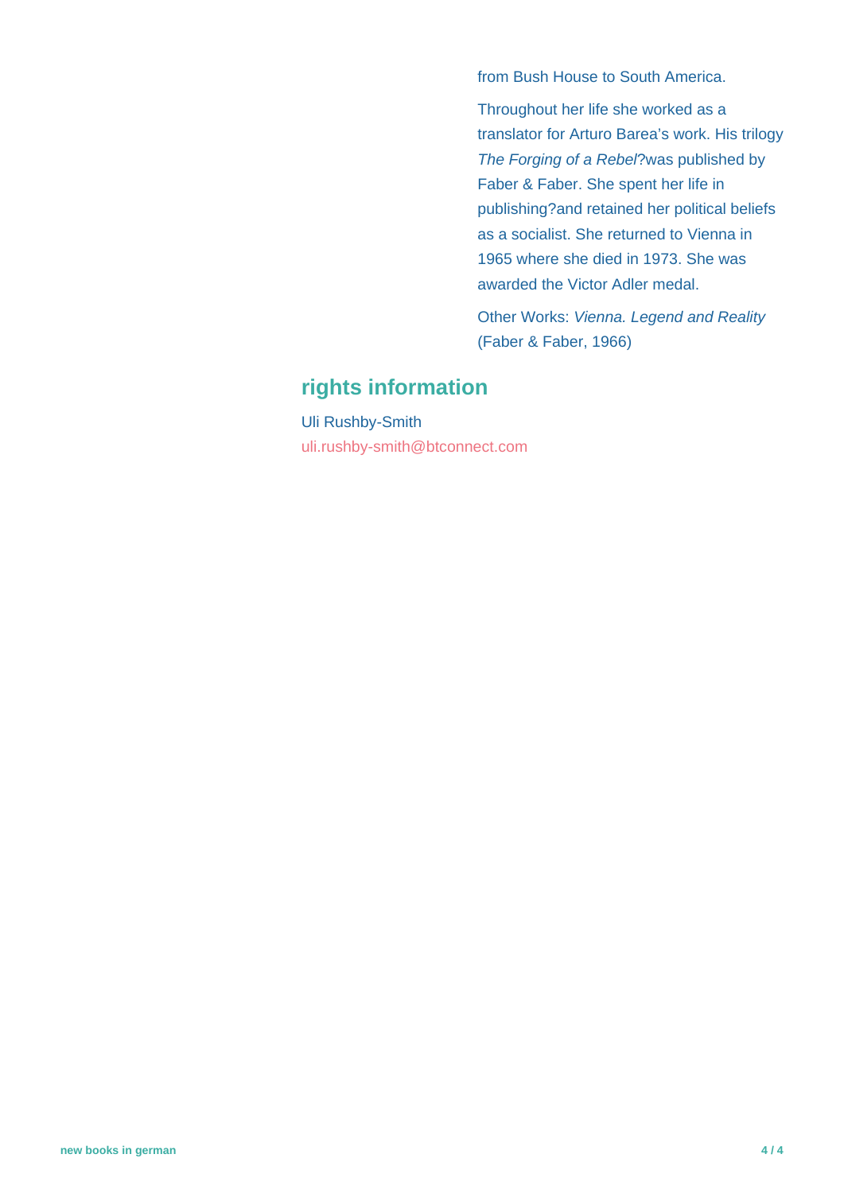from Bush House to South America.

Throughout her life she worked as a translator for Arturo Barea's work. His trilogy *The Forging of a Rebel*?was published by Faber & Faber. She spent her life in publishing?and retained her political beliefs as a socialist. She returned to Vienna in 1965 where she died in 1973. She was awarded the Victor Adler medal.

Other Works: *Vienna. Legend and Reality* (Faber & Faber, 1966)

## rights information

Uli Rushby-Smith
uli.rushby-smith@btconnect.com